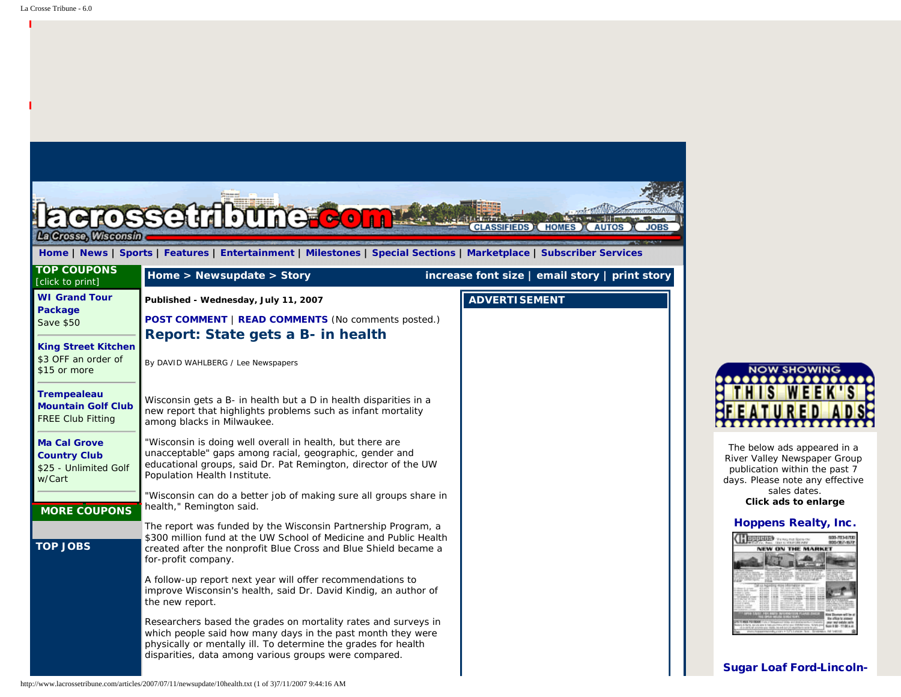Home | News | Sports | Features | Entertainment | Milestones | Special Sections | Marketplace | Subscriber Services

**TOP COUPONS**
[click to print]

**WI Grand Tour Package**
Save $50

**King Street Kitchen**
$3 OFF an order of $15 or more

**Trempealeau Mountain Golf Club**
FREE Club Fitting

**Ma Cal Grove Country Club**
$25 - Unlimited Golf w/Cart

**MORE COUPONS**

**TOP JOBS**

Home > Newsupdate > Story

increase font size | email story | print story

**Published - Wednesday, July 11, 2007**

**POST COMMENT** | **READ COMMENTS** (No comments posted.)

## Report: State gets a B- in health

By DAVID WAHLBERG / Lee Newspapers

Wisconsin gets a B- in health but a D in health disparities in a new report that highlights problems such as infant mortality among blacks in Milwaukee.

"Wisconsin is doing well overall in health, but there are unacceptable" gaps among racial, geographic, gender and educational groups, said Dr. Pat Remington, director of the UW Population Health Institute.

"Wisconsin can do a better job of making sure all groups share in health," Remington said.

The report was funded by the Wisconsin Partnership Program, a $300 million fund at the UW School of Medicine and Public Health created after the nonprofit Blue Cross and Blue Shield became a for-profit company.

A follow-up report next year will offer recommendations to improve Wisconsin's health, said Dr. David Kindig, an author of the new report.

Researchers based the grades on mortality rates and surveys in which people said how many days in the past month they were physically or mentally ill. To determine the grades for health disparities, data among various groups were compared.

**ADVERTISEMENT**

The below ads appeared in a River Valley Newspaper Group publication within the past 7 days. Please note any effective sales dates.
**Click ads to enlarge**

**Hoppens Realty, Inc.**

**Sugar Loaf Ford-Lincoln-**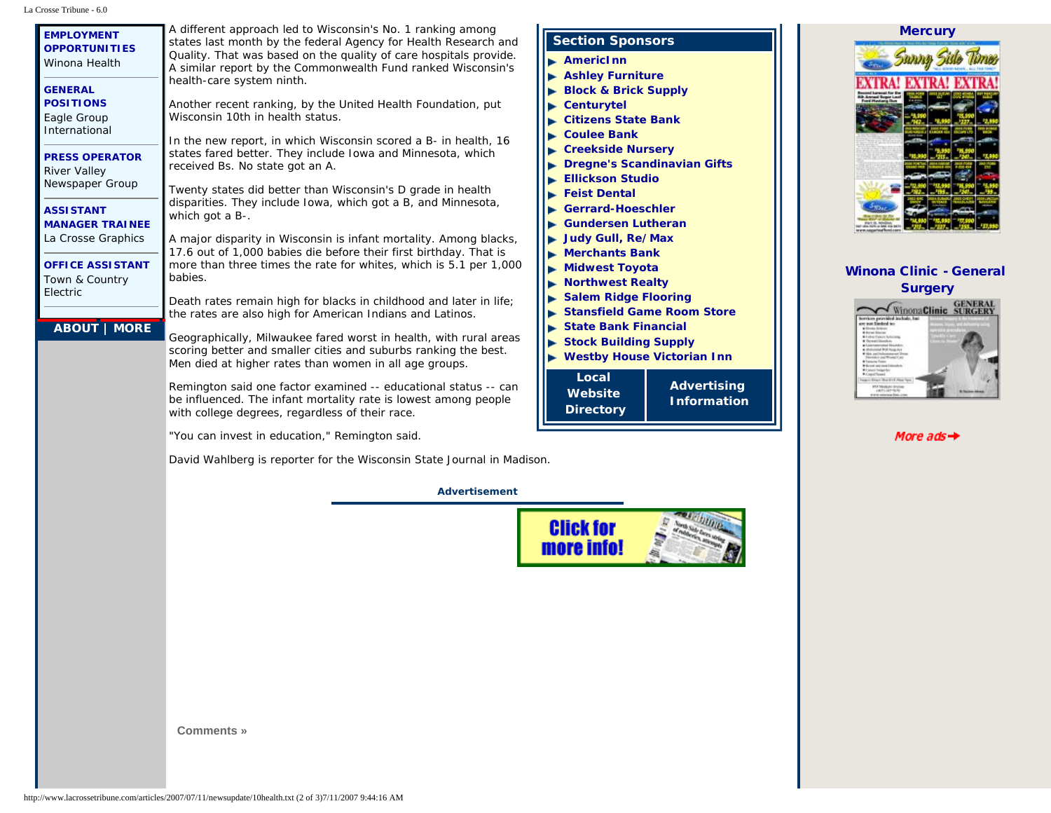**EMPLOYMENT OPPORTUNITIES**
Winona Health

**GENERAL POSITIONS**
Eagle Group International

**PRESS OPERATOR**
River Valley Newspaper Group

**ASSISTANT MANAGER TRAINEE**
La Crosse Graphics

**OFFICE ASSISTANT**
Town & Country Electric

**ABOUT | MORE**

A different approach led to Wisconsin's No. 1 ranking among states last month by the federal Agency for Health Research and Quality. That was based on the quality of care hospitals provide. A similar report by the Commonwealth Fund ranked Wisconsin's health-care system ninth.

Another recent ranking, by the United Health Foundation, put Wisconsin 10th in health status.

In the new report, in which Wisconsin scored a B- in health, 16 states fared better. They include Iowa and Minnesota, which received Bs. No state got an A.

Twenty states did better than Wisconsin's D grade in health disparities. They include Iowa, which got a B, and Minnesota, which got a B-.

A major disparity in Wisconsin is infant mortality. Among blacks, 17.6 out of 1,000 babies die before their first birthday. That is more than three times the rate for whites, which is 5.1 per 1,000 babies.

Death rates remain high for blacks in childhood and later in life; the rates are also high for American Indians and Latinos.

Geographically, Milwaukee fared worst in health, with rural areas scoring better and smaller cities and suburbs ranking the best. Men died at higher rates than women in all age groups.

Remington said one factor examined -- educational status -- can be influenced. The infant mortality rate is lowest among people with college degrees, regardless of their race.

"You can invest in education," Remington said.

David Wahlberg is reporter for the Wisconsin State Journal in Madison.

**Section Sponsors**

- AmericInn
- Ashley Furniture
- Block & Brick Supply
- Centurytel
- Citizens State Bank
- Coulee Bank
- Creekside Nursery
- Dregne's Scandinavian Gifts
- Ellickson Studio
- Feist Dental
- Gerrard-Hoeschler
- Gundersen Lutheran
- Judy Gull, Re/Max
- Merchants Bank
- Midwest Toyota
- Northwest Realty
- Salem Ridge Flooring
- Stansfield Game Room Store
- State Bank Financial
- Stock Building Supply
- Westby House Victorian Inn

**Local Website Directory** | **Advertising Information**

**Advertisement**

Click for more info!

**Mercury**

**Winona Clinic - General Surgery**

More ads

**Comments »**